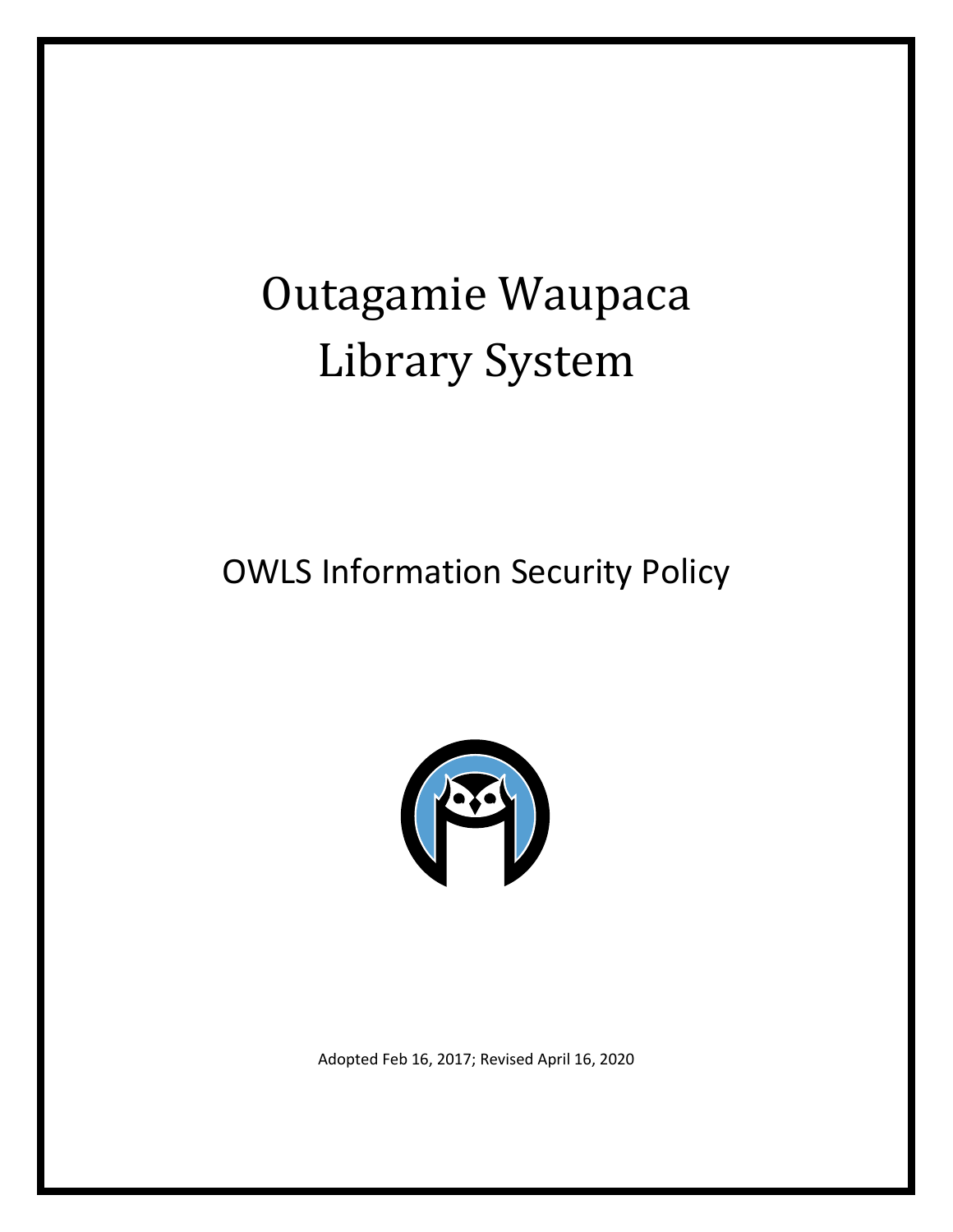# Outagamie Waupaca Library System

## OWLS Information Security Policy

Adopted Feb 16, 2017; Revised April 16, 2020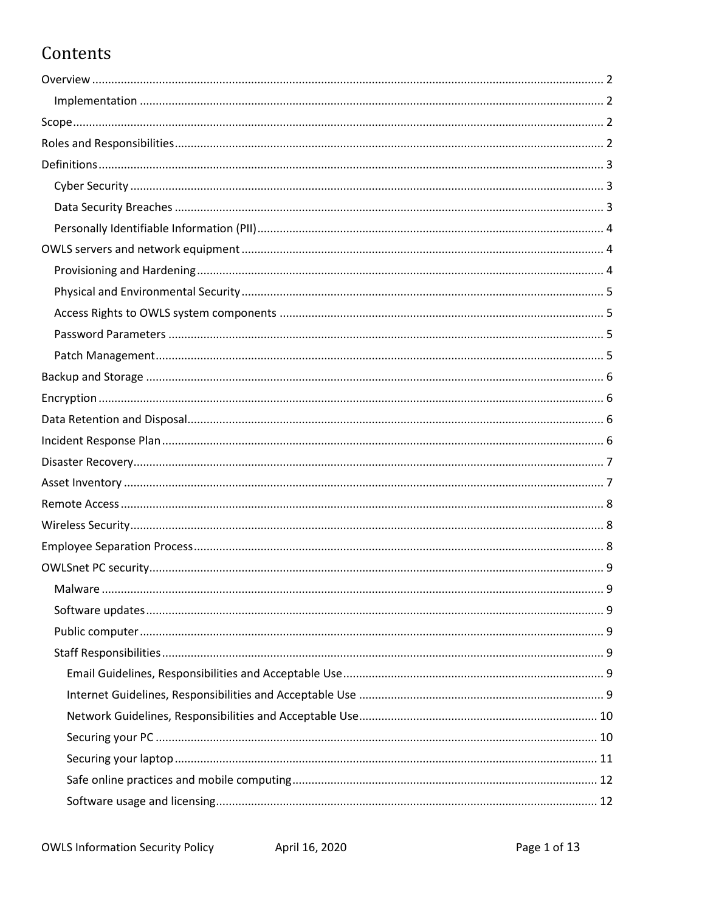# Contents

- Overview ..... 2
  - Implementation ..... 2
- Scope ..... 2
- Roles and Responsibilities ..... 2
- Definitions ..... 3
  - Cyber Security ..... 3
  - Data Security Breaches ..... 3
  - Personally Identifiable Information (PII) ..... 4
- OWLS servers and network equipment ..... 4
  - Provisioning and Hardening ..... 4
  - Physical and Environmental Security ..... 5
  - Access Rights to OWLS system components ..... 5
  - Password Parameters ..... 5
  - Patch Management ..... 5
- Backup and Storage ..... 6
- Encryption ..... 6
- Data Retention and Disposal ..... 6
- Incident Response Plan ..... 6
- Disaster Recovery ..... 7
- Asset Inventory ..... 7
- Remote Access ..... 8
- Wireless Security ..... 8
- Employee Separation Process ..... 8
- OWLSnet PC security ..... 9
  - Malware ..... 9
  - Software updates ..... 9
  - Public computer ..... 9
  - Staff Responsibilities ..... 9
    - Email Guidelines, Responsibilities and Acceptable Use ..... 9
    - Internet Guidelines, Responsibilities and Acceptable Use ..... 9
    - Network Guidelines, Responsibilities and Acceptable Use ..... 10
    - Securing your PC ..... 10
    - Securing your laptop ..... 11
    - Safe online practices and mobile computing ..... 12
    - Software usage and licensing ..... 12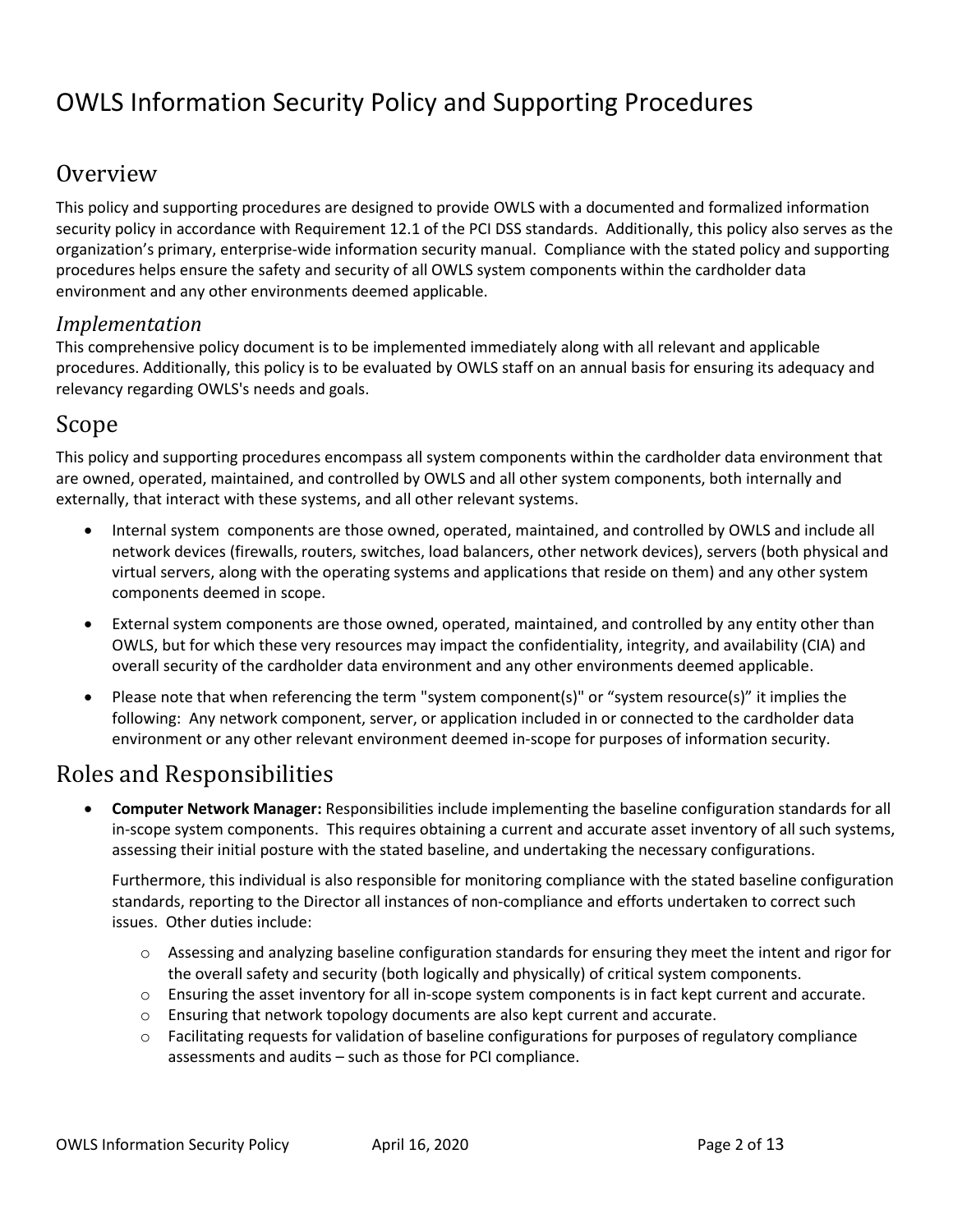# OWLS Information Security Policy and Supporting Procedures

## Overview

This policy and supporting procedures are designed to provide OWLS with a documented and formalized information security policy in accordance with Requirement 12.1 of the PCI DSS standards. Additionally, this policy also serves as the organization's primary, enterprise-wide information security manual. Compliance with the stated policy and supporting procedures helps ensure the safety and security of all OWLS system components within the cardholder data environment and any other environments deemed applicable.

### *Implementation*

This comprehensive policy document is to be implemented immediately along with all relevant and applicable procedures. Additionally, this policy is to be evaluated by OWLS staff on an annual basis for ensuring its adequacy and relevancy regarding OWLS's needs and goals.

## Scope

This policy and supporting procedures encompass all system components within the cardholder data environment that are owned, operated, maintained, and controlled by OWLS and all other system components, both internally and externally, that interact with these systems, and all other relevant systems.

- Internal system components are those owned, operated, maintained, and controlled by OWLS and include all network devices (firewalls, routers, switches, load balancers, other network devices), servers (both physical and virtual servers, along with the operating systems and applications that reside on them) and any other system components deemed in scope.
- External system components are those owned, operated, maintained, and controlled by any entity other than OWLS, but for which these very resources may impact the confidentiality, integrity, and availability (CIA) and overall security of the cardholder data environment and any other environments deemed applicable.
- Please note that when referencing the term "system component(s)" or "system resource(s)" it implies the following: Any network component, server, or application included in or connected to the cardholder data environment or any other relevant environment deemed in-scope for purposes of information security.

## Roles and Responsibilities

- **Computer Network Manager:** Responsibilities include implementing the baseline configuration standards for all in-scope system components. This requires obtaining a current and accurate asset inventory of all such systems, assessing their initial posture with the stated baseline, and undertaking the necessary configurations.

  Furthermore, this individual is also responsible for monitoring compliance with the stated baseline configuration standards, reporting to the Director all instances of non-compliance and efforts undertaken to correct such issues. Other duties include:

  - Assessing and analyzing baseline configuration standards for ensuring they meet the intent and rigor for the overall safety and security (both logically and physically) of critical system components.
  - Ensuring the asset inventory for all in-scope system components is in fact kept current and accurate.
  - Ensuring that network topology documents are also kept current and accurate.
  - Facilitating requests for validation of baseline configurations for purposes of regulatory compliance assessments and audits – such as those for PCI compliance.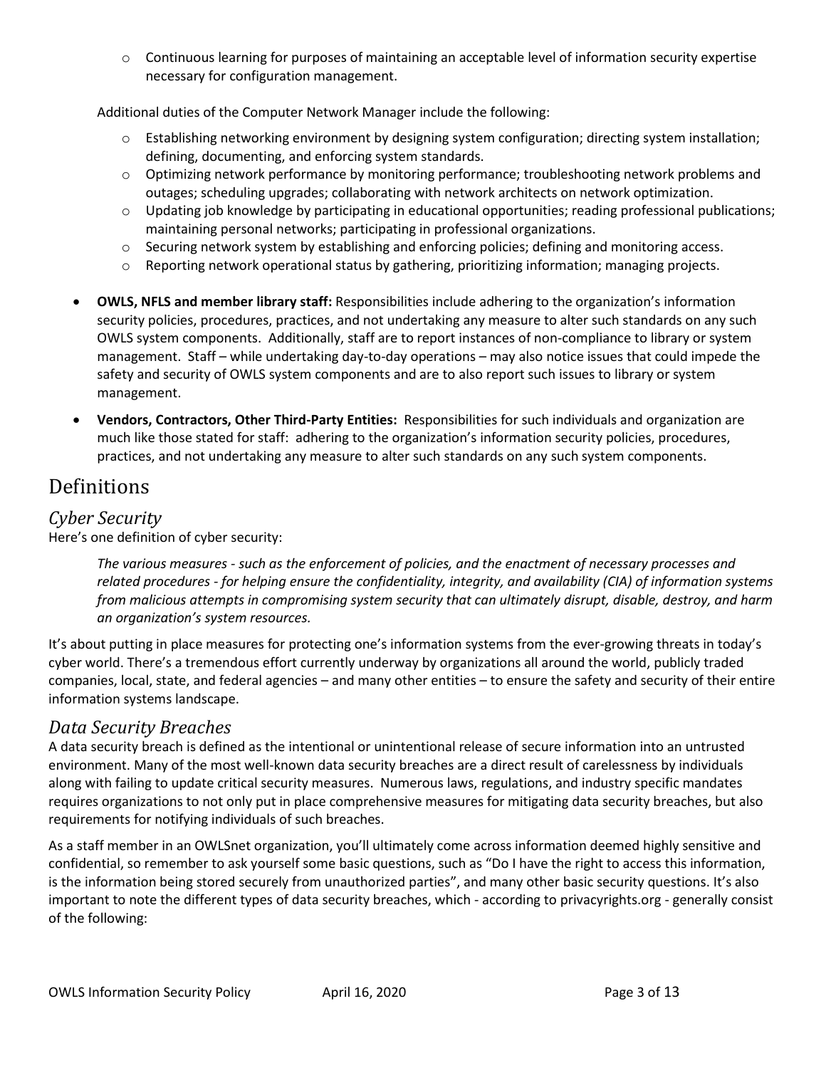- Continuous learning for purposes of maintaining an acceptable level of information security expertise necessary for configuration management.

Additional duties of the Computer Network Manager include the following:

- Establishing networking environment by designing system configuration; directing system installation; defining, documenting, and enforcing system standards.
- Optimizing network performance by monitoring performance; troubleshooting network problems and outages; scheduling upgrades; collaborating with network architects on network optimization.
- Updating job knowledge by participating in educational opportunities; reading professional publications; maintaining personal networks; participating in professional organizations.
- Securing network system by establishing and enforcing policies; defining and monitoring access.
- Reporting network operational status by gathering, prioritizing information; managing projects.

- **OWLS, NFLS and member library staff:** Responsibilities include adhering to the organization's information security policies, procedures, practices, and not undertaking any measure to alter such standards on any such OWLS system components. Additionally, staff are to report instances of non-compliance to library or system management. Staff – while undertaking day-to-day operations – may also notice issues that could impede the safety and security of OWLS system components and are to also report such issues to library or system management.
- **Vendors, Contractors, Other Third-Party Entities:** Responsibilities for such individuals and organization are much like those stated for staff: adhering to the organization's information security policies, procedures, practices, and not undertaking any measure to alter such standards on any such system components.

# Definitions

## *Cyber Security*

Here's one definition of cyber security:

> *The various measures - such as the enforcement of policies, and the enactment of necessary processes and related procedures - for helping ensure the confidentiality, integrity, and availability (CIA) of information systems from malicious attempts in compromising system security that can ultimately disrupt, disable, destroy, and harm an organization's system resources.*

It's about putting in place measures for protecting one's information systems from the ever-growing threats in today's cyber world. There's a tremendous effort currently underway by organizations all around the world, publicly traded companies, local, state, and federal agencies – and many other entities – to ensure the safety and security of their entire information systems landscape.

## *Data Security Breaches*

A data security breach is defined as the intentional or unintentional release of secure information into an untrusted environment. Many of the most well-known data security breaches are a direct result of carelessness by individuals along with failing to update critical security measures. Numerous laws, regulations, and industry specific mandates requires organizations to not only put in place comprehensive measures for mitigating data security breaches, but also requirements for notifying individuals of such breaches.

As a staff member in an OWLSnet organization, you'll ultimately come across information deemed highly sensitive and confidential, so remember to ask yourself some basic questions, such as "Do I have the right to access this information, is the information being stored securely from unauthorized parties", and many other basic security questions. It's also important to note the different types of data security breaches, which - according to privacyrights.org - generally consist of the following: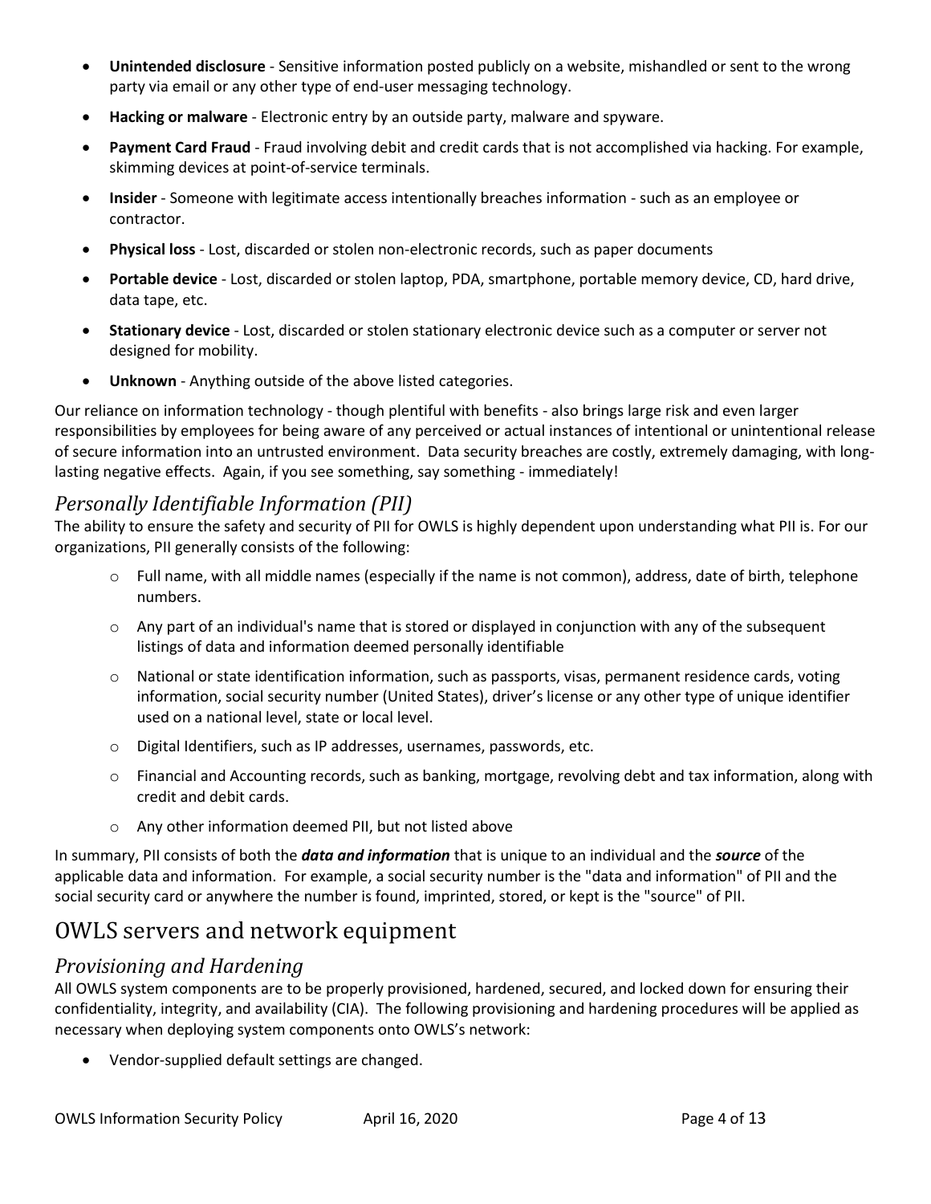- **Unintended disclosure** - Sensitive information posted publicly on a website, mishandled or sent to the wrong party via email or any other type of end-user messaging technology.
- **Hacking or malware** - Electronic entry by an outside party, malware and spyware.
- **Payment Card Fraud** - Fraud involving debit and credit cards that is not accomplished via hacking. For example, skimming devices at point-of-service terminals.
- **Insider** - Someone with legitimate access intentionally breaches information - such as an employee or contractor.
- **Physical loss** - Lost, discarded or stolen non-electronic records, such as paper documents
- **Portable device** - Lost, discarded or stolen laptop, PDA, smartphone, portable memory device, CD, hard drive, data tape, etc.
- **Stationary device** - Lost, discarded or stolen stationary electronic device such as a computer or server not designed for mobility.
- **Unknown** - Anything outside of the above listed categories.

Our reliance on information technology - though plentiful with benefits - also brings large risk and even larger responsibilities by employees for being aware of any perceived or actual instances of intentional or unintentional release of secure information into an untrusted environment. Data security breaches are costly, extremely damaging, with long-lasting negative effects. Again, if you see something, say something - immediately!

### *Personally Identifiable Information (PII)*

The ability to ensure the safety and security of PII for OWLS is highly dependent upon understanding what PII is. For our organizations, PII generally consists of the following:

- Full name, with all middle names (especially if the name is not common), address, date of birth, telephone numbers.
- Any part of an individual's name that is stored or displayed in conjunction with any of the subsequent listings of data and information deemed personally identifiable
- National or state identification information, such as passports, visas, permanent residence cards, voting information, social security number (United States), driver's license or any other type of unique identifier used on a national level, state or local level.
- Digital Identifiers, such as IP addresses, usernames, passwords, etc.
- Financial and Accounting records, such as banking, mortgage, revolving debt and tax information, along with credit and debit cards.
- Any other information deemed PII, but not listed above

In summary, PII consists of both the ***data and information*** that is unique to an individual and the ***source*** of the applicable data and information. For example, a social security number is the "data and information" of PII and the social security card or anywhere the number is found, imprinted, stored, or kept is the "source" of PII.

## OWLS servers and network equipment

### *Provisioning and Hardening*

All OWLS system components are to be properly provisioned, hardened, secured, and locked down for ensuring their confidentiality, integrity, and availability (CIA). The following provisioning and hardening procedures will be applied as necessary when deploying system components onto OWLS's network:

- Vendor-supplied default settings are changed.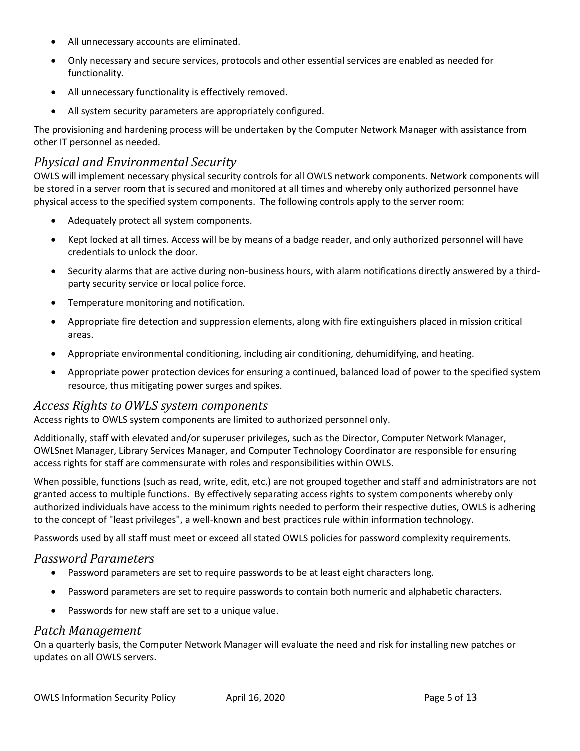- All unnecessary accounts are eliminated.
- Only necessary and secure services, protocols and other essential services are enabled as needed for functionality.
- All unnecessary functionality is effectively removed.
- All system security parameters are appropriately configured.

The provisioning and hardening process will be undertaken by the Computer Network Manager with assistance from other IT personnel as needed.

## *Physical and Environmental Security*

OWLS will implement necessary physical security controls for all OWLS network components. Network components will be stored in a server room that is secured and monitored at all times and whereby only authorized personnel have physical access to the specified system components. The following controls apply to the server room:

- Adequately protect all system components.
- Kept locked at all times. Access will be by means of a badge reader, and only authorized personnel will have credentials to unlock the door.
- Security alarms that are active during non-business hours, with alarm notifications directly answered by a third-party security service or local police force.
- Temperature monitoring and notification.
- Appropriate fire detection and suppression elements, along with fire extinguishers placed in mission critical areas.
- Appropriate environmental conditioning, including air conditioning, dehumidifying, and heating.
- Appropriate power protection devices for ensuring a continued, balanced load of power to the specified system resource, thus mitigating power surges and spikes.

## *Access Rights to OWLS system components*

Access rights to OWLS system components are limited to authorized personnel only.

Additionally, staff with elevated and/or superuser privileges, such as the Director, Computer Network Manager, OWLSnet Manager, Library Services Manager, and Computer Technology Coordinator are responsible for ensuring access rights for staff are commensurate with roles and responsibilities within OWLS.

When possible, functions (such as read, write, edit, etc.) are not grouped together and staff and administrators are not granted access to multiple functions. By effectively separating access rights to system components whereby only authorized individuals have access to the minimum rights needed to perform their respective duties, OWLS is adhering to the concept of "least privileges", a well-known and best practices rule within information technology.

Passwords used by all staff must meet or exceed all stated OWLS policies for password complexity requirements.

## *Password Parameters*

- Password parameters are set to require passwords to be at least eight characters long.
- Password parameters are set to require passwords to contain both numeric and alphabetic characters.
- Passwords for new staff are set to a unique value.

## *Patch Management*

On a quarterly basis, the Computer Network Manager will evaluate the need and risk for installing new patches or updates on all OWLS servers.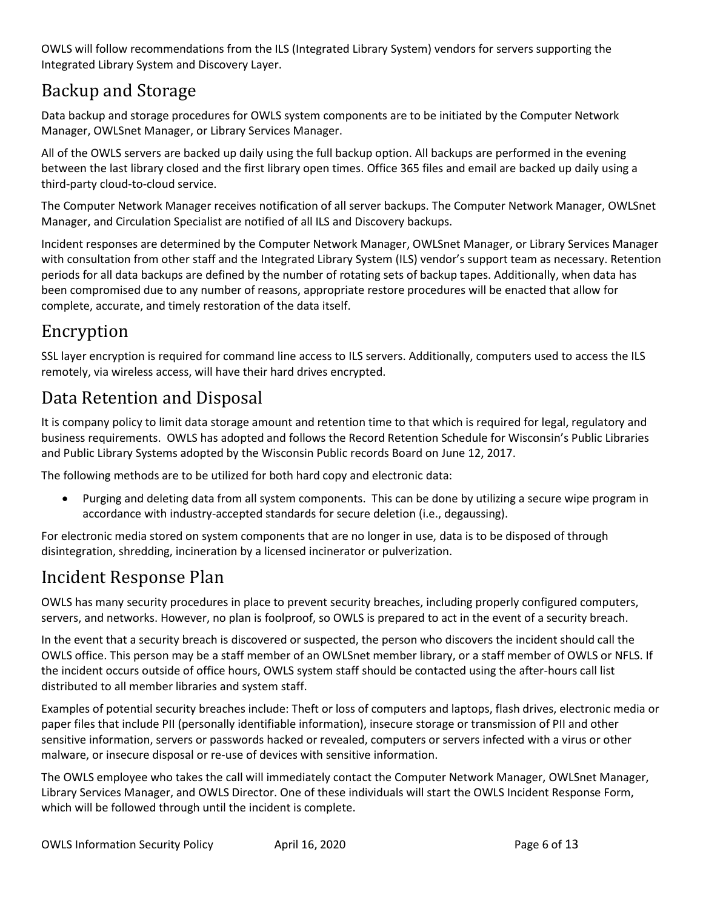OWLS will follow recommendations from the ILS (Integrated Library System) vendors for servers supporting the Integrated Library System and Discovery Layer.

## Backup and Storage

Data backup and storage procedures for OWLS system components are to be initiated by the Computer Network Manager, OWLSnet Manager, or Library Services Manager.

All of the OWLS servers are backed up daily using the full backup option. All backups are performed in the evening between the last library closed and the first library open times. Office 365 files and email are backed up daily using a third-party cloud-to-cloud service.

The Computer Network Manager receives notification of all server backups. The Computer Network Manager, OWLSnet Manager, and Circulation Specialist are notified of all ILS and Discovery backups.

Incident responses are determined by the Computer Network Manager, OWLSnet Manager, or Library Services Manager with consultation from other staff and the Integrated Library System (ILS) vendor's support team as necessary. Retention periods for all data backups are defined by the number of rotating sets of backup tapes. Additionally, when data has been compromised due to any number of reasons, appropriate restore procedures will be enacted that allow for complete, accurate, and timely restoration of the data itself.

## Encryption

SSL layer encryption is required for command line access to ILS servers. Additionally, computers used to access the ILS remotely, via wireless access, will have their hard drives encrypted.

## Data Retention and Disposal

It is company policy to limit data storage amount and retention time to that which is required for legal, regulatory and business requirements. OWLS has adopted and follows the Record Retention Schedule for Wisconsin's Public Libraries and Public Library Systems adopted by the Wisconsin Public records Board on June 12, 2017.

The following methods are to be utilized for both hard copy and electronic data:

- Purging and deleting data from all system components. This can be done by utilizing a secure wipe program in accordance with industry-accepted standards for secure deletion (i.e., degaussing).

For electronic media stored on system components that are no longer in use, data is to be disposed of through disintegration, shredding, incineration by a licensed incinerator or pulverization.

## Incident Response Plan

OWLS has many security procedures in place to prevent security breaches, including properly configured computers, servers, and networks. However, no plan is foolproof, so OWLS is prepared to act in the event of a security breach.

In the event that a security breach is discovered or suspected, the person who discovers the incident should call the OWLS office. This person may be a staff member of an OWLSnet member library, or a staff member of OWLS or NFLS. If the incident occurs outside of office hours, OWLS system staff should be contacted using the after-hours call list distributed to all member libraries and system staff.

Examples of potential security breaches include: Theft or loss of computers and laptops, flash drives, electronic media or paper files that include PII (personally identifiable information), insecure storage or transmission of PII and other sensitive information, servers or passwords hacked or revealed, computers or servers infected with a virus or other malware, or insecure disposal or re-use of devices with sensitive information.

The OWLS employee who takes the call will immediately contact the Computer Network Manager, OWLSnet Manager, Library Services Manager, and OWLS Director. One of these individuals will start the OWLS Incident Response Form, which will be followed through until the incident is complete.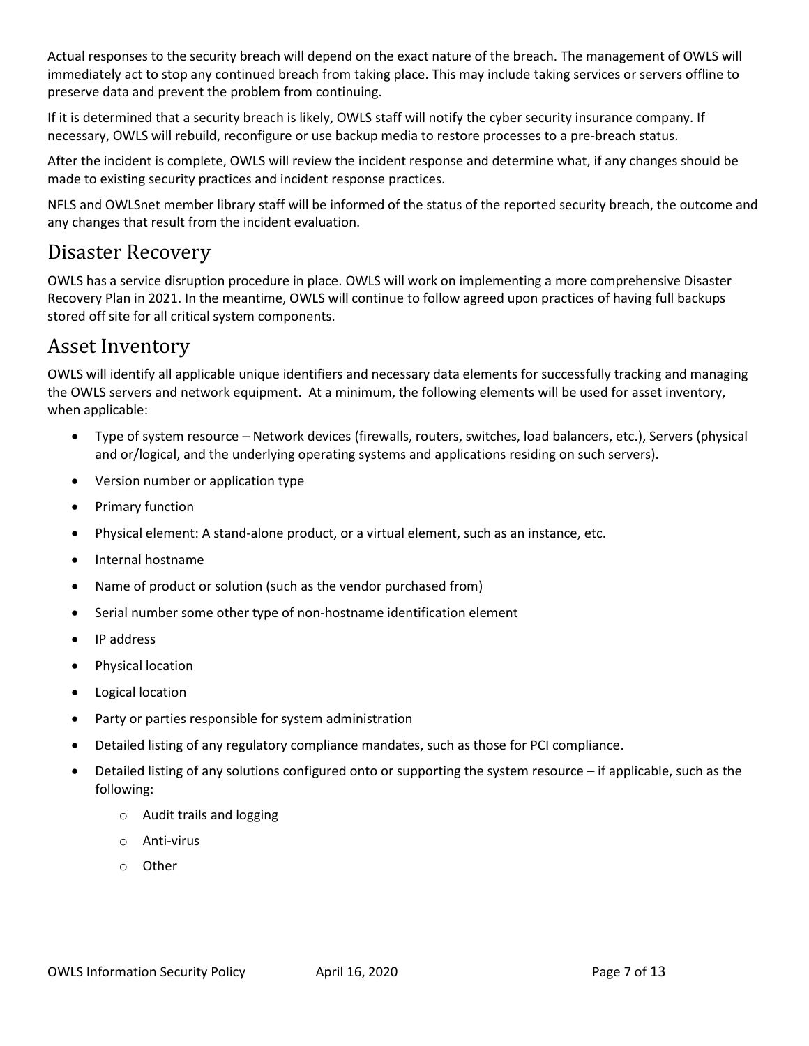Actual responses to the security breach will depend on the exact nature of the breach. The management of OWLS will immediately act to stop any continued breach from taking place. This may include taking services or servers offline to preserve data and prevent the problem from continuing.

If it is determined that a security breach is likely, OWLS staff will notify the cyber security insurance company. If necessary, OWLS will rebuild, reconfigure or use backup media to restore processes to a pre-breach status.

After the incident is complete, OWLS will review the incident response and determine what, if any changes should be made to existing security practices and incident response practices.

NFLS and OWLSnet member library staff will be informed of the status of the reported security breach, the outcome and any changes that result from the incident evaluation.

## Disaster Recovery

OWLS has a service disruption procedure in place. OWLS will work on implementing a more comprehensive Disaster Recovery Plan in 2021. In the meantime, OWLS will continue to follow agreed upon practices of having full backups stored off site for all critical system components.

## Asset Inventory

OWLS will identify all applicable unique identifiers and necessary data elements for successfully tracking and managing the OWLS servers and network equipment. At a minimum, the following elements will be used for asset inventory, when applicable:

- Type of system resource – Network devices (firewalls, routers, switches, load balancers, etc.), Servers (physical and or/logical, and the underlying operating systems and applications residing on such servers).
- Version number or application type
- Primary function
- Physical element: A stand-alone product, or a virtual element, such as an instance, etc.
- Internal hostname
- Name of product or solution (such as the vendor purchased from)
- Serial number some other type of non-hostname identification element
- IP address
- Physical location
- Logical location
- Party or parties responsible for system administration
- Detailed listing of any regulatory compliance mandates, such as those for PCI compliance.
- Detailed listing of any solutions configured onto or supporting the system resource – if applicable, such as the following:
  - Audit trails and logging
  - Anti-virus
  - Other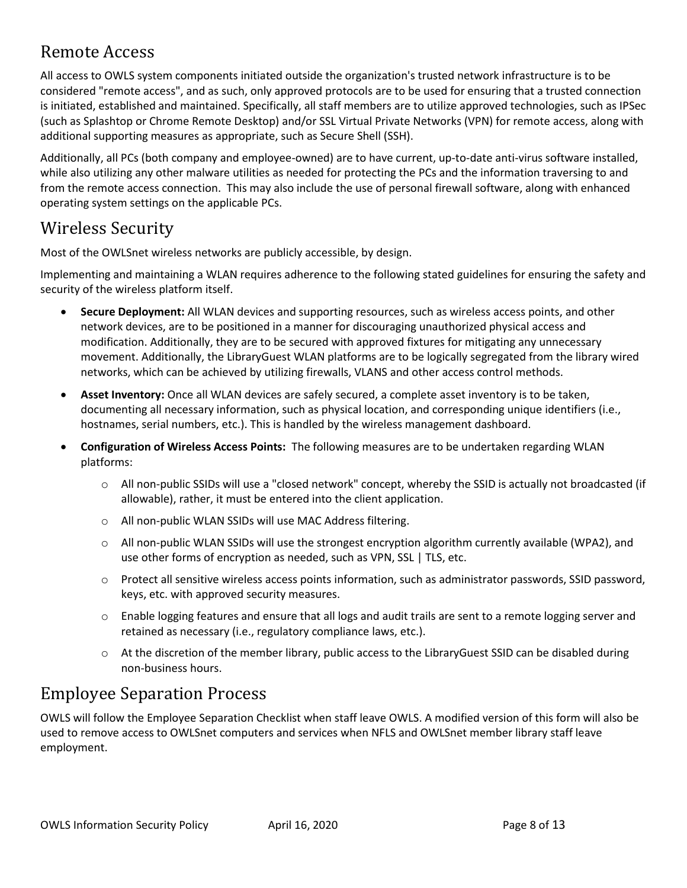## Remote Access

All access to OWLS system components initiated outside the organization's trusted network infrastructure is to be considered "remote access", and as such, only approved protocols are to be used for ensuring that a trusted connection is initiated, established and maintained. Specifically, all staff members are to utilize approved technologies, such as IPSec (such as Splashtop or Chrome Remote Desktop) and/or SSL Virtual Private Networks (VPN) for remote access, along with additional supporting measures as appropriate, such as Secure Shell (SSH).

Additionally, all PCs (both company and employee-owned) are to have current, up-to-date anti-virus software installed, while also utilizing any other malware utilities as needed for protecting the PCs and the information traversing to and from the remote access connection. This may also include the use of personal firewall software, along with enhanced operating system settings on the applicable PCs.

## Wireless Security

Most of the OWLSnet wireless networks are publicly accessible, by design.

Implementing and maintaining a WLAN requires adherence to the following stated guidelines for ensuring the safety and security of the wireless platform itself.

- **Secure Deployment:** All WLAN devices and supporting resources, such as wireless access points, and other network devices, are to be positioned in a manner for discouraging unauthorized physical access and modification. Additionally, they are to be secured with approved fixtures for mitigating any unnecessary movement. Additionally, the LibraryGuest WLAN platforms are to be logically segregated from the library wired networks, which can be achieved by utilizing firewalls, VLANS and other access control methods.
- **Asset Inventory:** Once all WLAN devices are safely secured, a complete asset inventory is to be taken, documenting all necessary information, such as physical location, and corresponding unique identifiers (i.e., hostnames, serial numbers, etc.). This is handled by the wireless management dashboard.
- **Configuration of Wireless Access Points:** The following measures are to be undertaken regarding WLAN platforms:
    - All non-public SSIDs will use a "closed network" concept, whereby the SSID is actually not broadcasted (if allowable), rather, it must be entered into the client application.
    - All non-public WLAN SSIDs will use MAC Address filtering.
    - All non-public WLAN SSIDs will use the strongest encryption algorithm currently available (WPA2), and use other forms of encryption as needed, such as VPN, SSL | TLS, etc.
    - Protect all sensitive wireless access points information, such as administrator passwords, SSID password, keys, etc. with approved security measures.
    - Enable logging features and ensure that all logs and audit trails are sent to a remote logging server and retained as necessary (i.e., regulatory compliance laws, etc.).
    - At the discretion of the member library, public access to the LibraryGuest SSID can be disabled during non-business hours.

## Employee Separation Process

OWLS will follow the Employee Separation Checklist when staff leave OWLS. A modified version of this form will also be used to remove access to OWLSnet computers and services when NFLS and OWLSnet member library staff leave employment.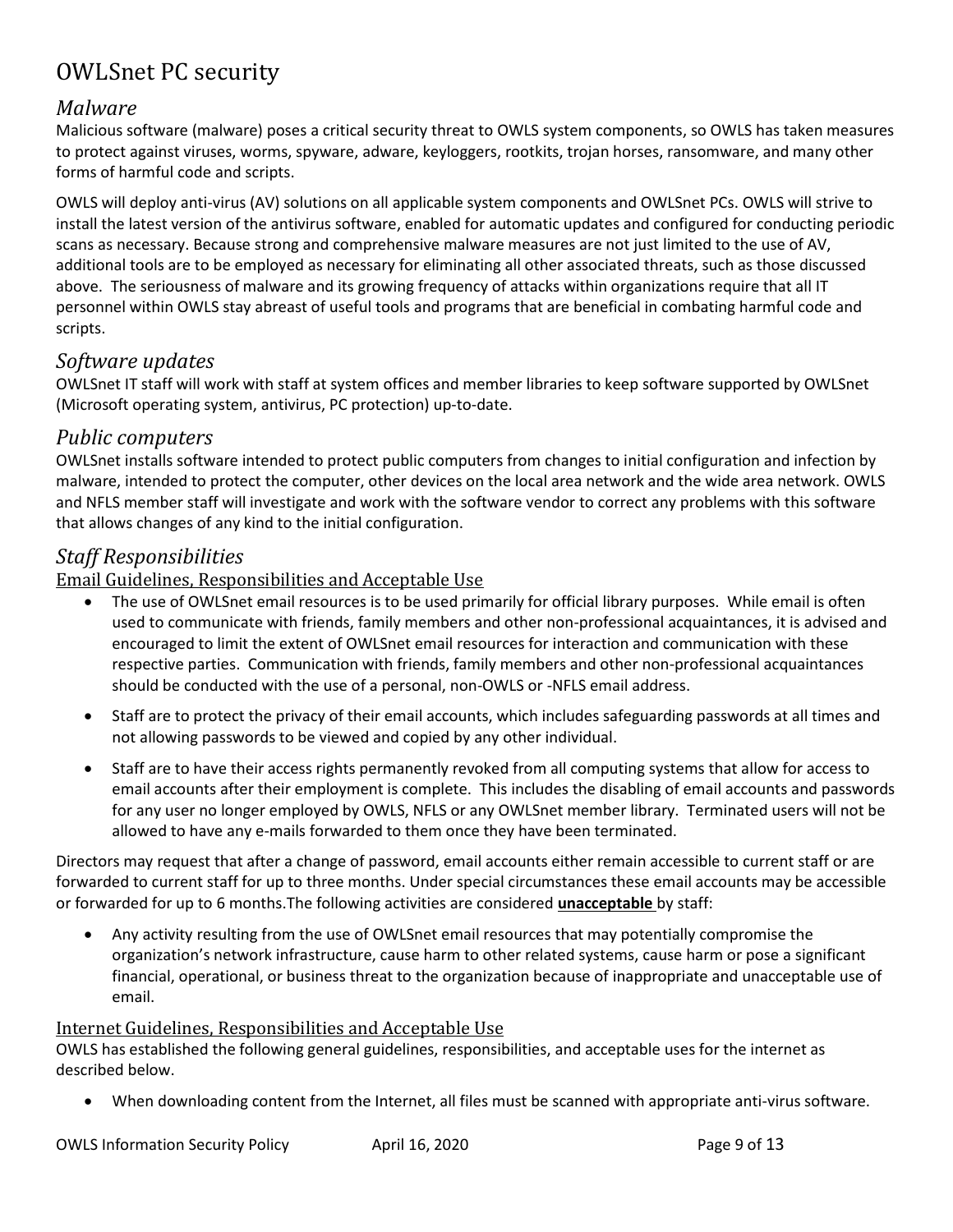## OWLSnet PC security

### *Malware*

Malicious software (malware) poses a critical security threat to OWLS system components, so OWLS has taken measures to protect against viruses, worms, spyware, adware, keyloggers, rootkits, trojan horses, ransomware, and many other forms of harmful code and scripts.

OWLS will deploy anti-virus (AV) solutions on all applicable system components and OWLSnet PCs. OWLS will strive to install the latest version of the antivirus software, enabled for automatic updates and configured for conducting periodic scans as necessary. Because strong and comprehensive malware measures are not just limited to the use of AV, additional tools are to be employed as necessary for eliminating all other associated threats, such as those discussed above. The seriousness of malware and its growing frequency of attacks within organizations require that all IT personnel within OWLS stay abreast of useful tools and programs that are beneficial in combating harmful code and scripts.

### *Software updates*

OWLSnet IT staff will work with staff at system offices and member libraries to keep software supported by OWLSnet (Microsoft operating system, antivirus, PC protection) up-to-date.

### *Public computers*

OWLSnet installs software intended to protect public computers from changes to initial configuration and infection by malware, intended to protect the computer, other devices on the local area network and the wide area network. OWLS and NFLS member staff will investigate and work with the software vendor to correct any problems with this software that allows changes of any kind to the initial configuration.

### *Staff Responsibilities*

#### Email Guidelines, Responsibilities and Acceptable Use

- The use of OWLSnet email resources is to be used primarily for official library purposes. While email is often used to communicate with friends, family members and other non-professional acquaintances, it is advised and encouraged to limit the extent of OWLSnet email resources for interaction and communication with these respective parties. Communication with friends, family members and other non-professional acquaintances should be conducted with the use of a personal, non-OWLS or -NFLS email address.
- Staff are to protect the privacy of their email accounts, which includes safeguarding passwords at all times and not allowing passwords to be viewed and copied by any other individual.
- Staff are to have their access rights permanently revoked from all computing systems that allow for access to email accounts after their employment is complete. This includes the disabling of email accounts and passwords for any user no longer employed by OWLS, NFLS or any OWLSnet member library. Terminated users will not be allowed to have any e-mails forwarded to them once they have been terminated.

Directors may request that after a change of password, email accounts either remain accessible to current staff or are forwarded to current staff for up to three months. Under special circumstances these email accounts may be accessible or forwarded for up to 6 months.The following activities are considered **unacceptable** by staff:

- Any activity resulting from the use of OWLSnet email resources that may potentially compromise the organization's network infrastructure, cause harm to other related systems, cause harm or pose a significant financial, operational, or business threat to the organization because of inappropriate and unacceptable use of email.

#### Internet Guidelines, Responsibilities and Acceptable Use

OWLS has established the following general guidelines, responsibilities, and acceptable uses for the internet as described below.

- When downloading content from the Internet, all files must be scanned with appropriate anti-virus software.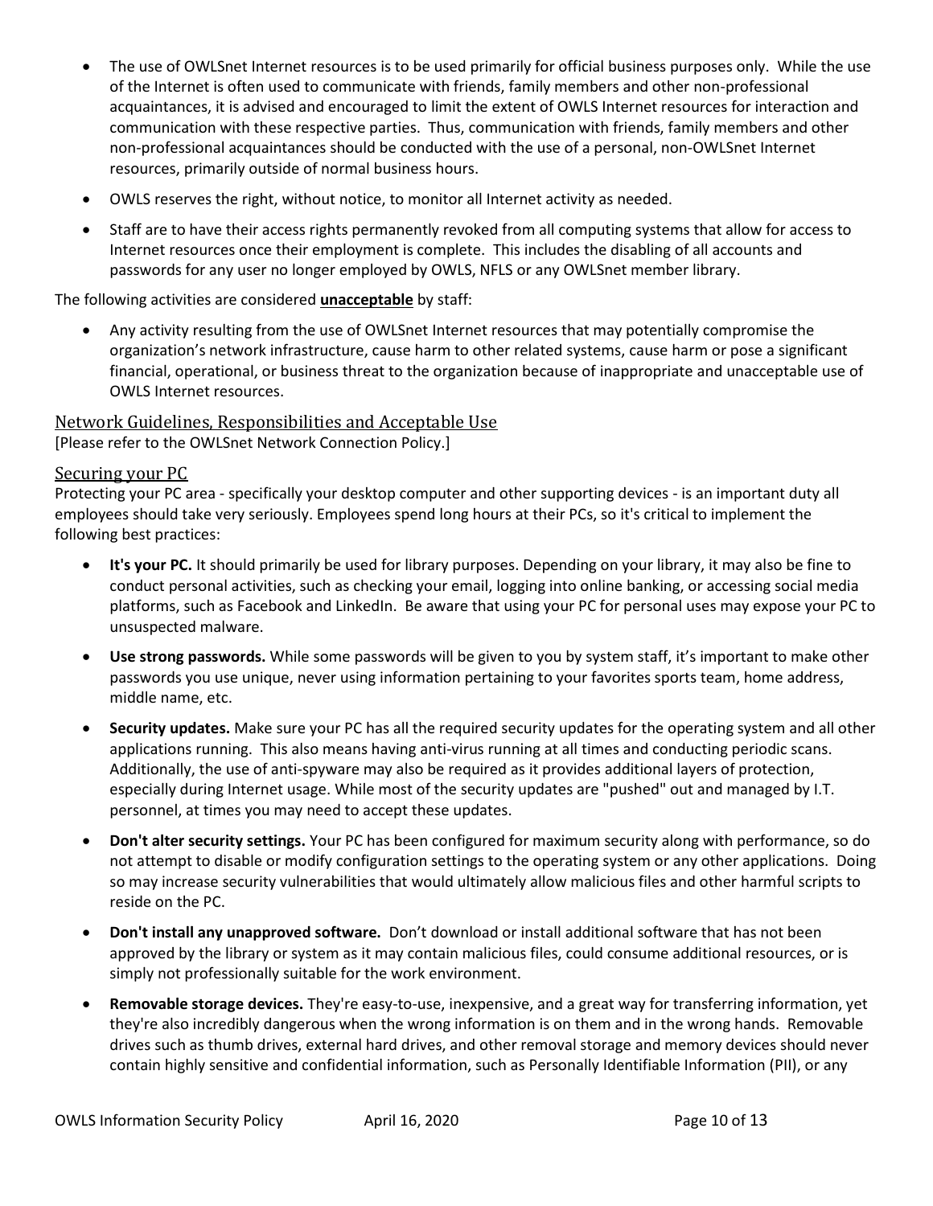- The use of OWLSnet Internet resources is to be used primarily for official business purposes only. While the use of the Internet is often used to communicate with friends, family members and other non-professional acquaintances, it is advised and encouraged to limit the extent of OWLS Internet resources for interaction and communication with these respective parties. Thus, communication with friends, family members and other non-professional acquaintances should be conducted with the use of a personal, non-OWLSnet Internet resources, primarily outside of normal business hours.
- OWLS reserves the right, without notice, to monitor all Internet activity as needed.
- Staff are to have their access rights permanently revoked from all computing systems that allow for access to Internet resources once their employment is complete. This includes the disabling of all accounts and passwords for any user no longer employed by OWLS, NFLS or any OWLSnet member library.

The following activities are considered **unacceptable** by staff:

- Any activity resulting from the use of OWLSnet Internet resources that may potentially compromise the organization's network infrastructure, cause harm to other related systems, cause harm or pose a significant financial, operational, or business threat to the organization because of inappropriate and unacceptable use of OWLS Internet resources.

## Network Guidelines, Responsibilities and Acceptable Use

[Please refer to the OWLSnet Network Connection Policy.]

## Securing your PC

Protecting your PC area - specifically your desktop computer and other supporting devices - is an important duty all employees should take very seriously. Employees spend long hours at their PCs, so it's critical to implement the following best practices:

- **It's your PC.** It should primarily be used for library purposes. Depending on your library, it may also be fine to conduct personal activities, such as checking your email, logging into online banking, or accessing social media platforms, such as Facebook and LinkedIn. Be aware that using your PC for personal uses may expose your PC to unsuspected malware.
- **Use strong passwords.** While some passwords will be given to you by system staff, it's important to make other passwords you use unique, never using information pertaining to your favorites sports team, home address, middle name, etc.
- **Security updates.** Make sure your PC has all the required security updates for the operating system and all other applications running. This also means having anti-virus running at all times and conducting periodic scans. Additionally, the use of anti-spyware may also be required as it provides additional layers of protection, especially during Internet usage. While most of the security updates are "pushed" out and managed by I.T. personnel, at times you may need to accept these updates.
- **Don't alter security settings.** Your PC has been configured for maximum security along with performance, so do not attempt to disable or modify configuration settings to the operating system or any other applications. Doing so may increase security vulnerabilities that would ultimately allow malicious files and other harmful scripts to reside on the PC.
- **Don't install any unapproved software.** Don't download or install additional software that has not been approved by the library or system as it may contain malicious files, could consume additional resources, or is simply not professionally suitable for the work environment.
- **Removable storage devices.** They're easy-to-use, inexpensive, and a great way for transferring information, yet they're also incredibly dangerous when the wrong information is on them and in the wrong hands. Removable drives such as thumb drives, external hard drives, and other removal storage and memory devices should never contain highly sensitive and confidential information, such as Personally Identifiable Information (PII), or any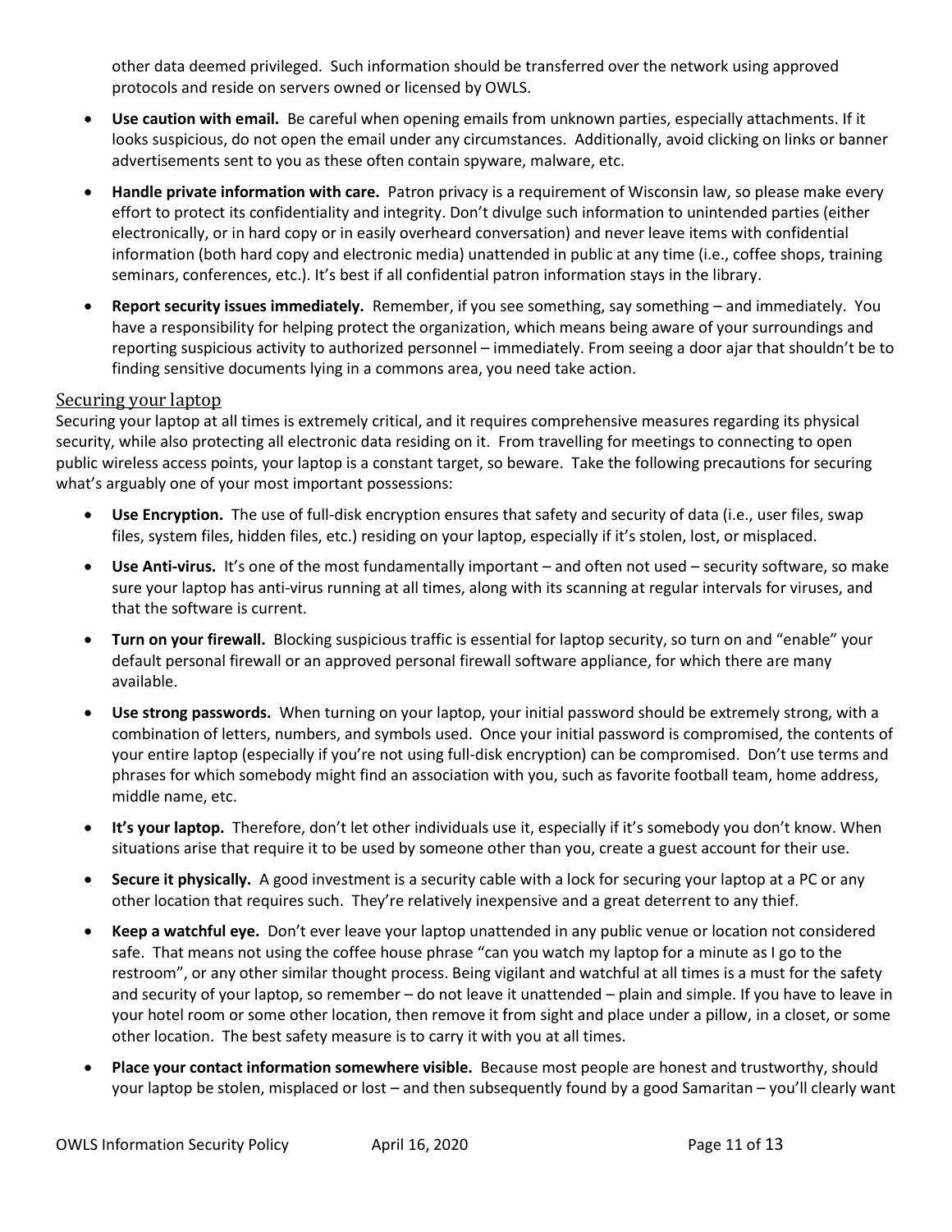other data deemed privileged. Such information should be transferred over the network using approved protocols and reside on servers owned or licensed by OWLS.

- **Use caution with email.** Be careful when opening emails from unknown parties, especially attachments. If it looks suspicious, do not open the email under any circumstances. Additionally, avoid clicking on links or banner advertisements sent to you as these often contain spyware, malware, etc.
- **Handle private information with care.** Patron privacy is a requirement of Wisconsin law, so please make every effort to protect its confidentiality and integrity. Don't divulge such information to unintended parties (either electronically, or in hard copy or in easily overheard conversation) and never leave items with confidential information (both hard copy and electronic media) unattended in public at any time (i.e., coffee shops, training seminars, conferences, etc.). It's best if all confidential patron information stays in the library.
- **Report security issues immediately.** Remember, if you see something, say something – and immediately. You have a responsibility for helping protect the organization, which means being aware of your surroundings and reporting suspicious activity to authorized personnel – immediately. From seeing a door ajar that shouldn't be to finding sensitive documents lying in a commons area, you need take action.

## Securing your laptop

Securing your laptop at all times is extremely critical, and it requires comprehensive measures regarding its physical security, while also protecting all electronic data residing on it. From travelling for meetings to connecting to open public wireless access points, your laptop is a constant target, so beware. Take the following precautions for securing what's arguably one of your most important possessions:

- **Use Encryption.** The use of full-disk encryption ensures that safety and security of data (i.e., user files, swap files, system files, hidden files, etc.) residing on your laptop, especially if it's stolen, lost, or misplaced.
- **Use Anti-virus.** It's one of the most fundamentally important – and often not used – security software, so make sure your laptop has anti-virus running at all times, along with its scanning at regular intervals for viruses, and that the software is current.
- **Turn on your firewall.** Blocking suspicious traffic is essential for laptop security, so turn on and "enable" your default personal firewall or an approved personal firewall software appliance, for which there are many available.
- **Use strong passwords.** When turning on your laptop, your initial password should be extremely strong, with a combination of letters, numbers, and symbols used. Once your initial password is compromised, the contents of your entire laptop (especially if you're not using full-disk encryption) can be compromised. Don't use terms and phrases for which somebody might find an association with you, such as favorite football team, home address, middle name, etc.
- **It's your laptop.** Therefore, don't let other individuals use it, especially if it's somebody you don't know. When situations arise that require it to be used by someone other than you, create a guest account for their use.
- **Secure it physically.** A good investment is a security cable with a lock for securing your laptop at a PC or any other location that requires such. They're relatively inexpensive and a great deterrent to any thief.
- **Keep a watchful eye.** Don't ever leave your laptop unattended in any public venue or location not considered safe. That means not using the coffee house phrase "can you watch my laptop for a minute as I go to the restroom", or any other similar thought process. Being vigilant and watchful at all times is a must for the safety and security of your laptop, so remember – do not leave it unattended – plain and simple. If you have to leave in your hotel room or some other location, then remove it from sight and place under a pillow, in a closet, or some other location. The best safety measure is to carry it with you at all times.
- **Place your contact information somewhere visible.** Because most people are honest and trustworthy, should your laptop be stolen, misplaced or lost – and then subsequently found by a good Samaritan – you'll clearly want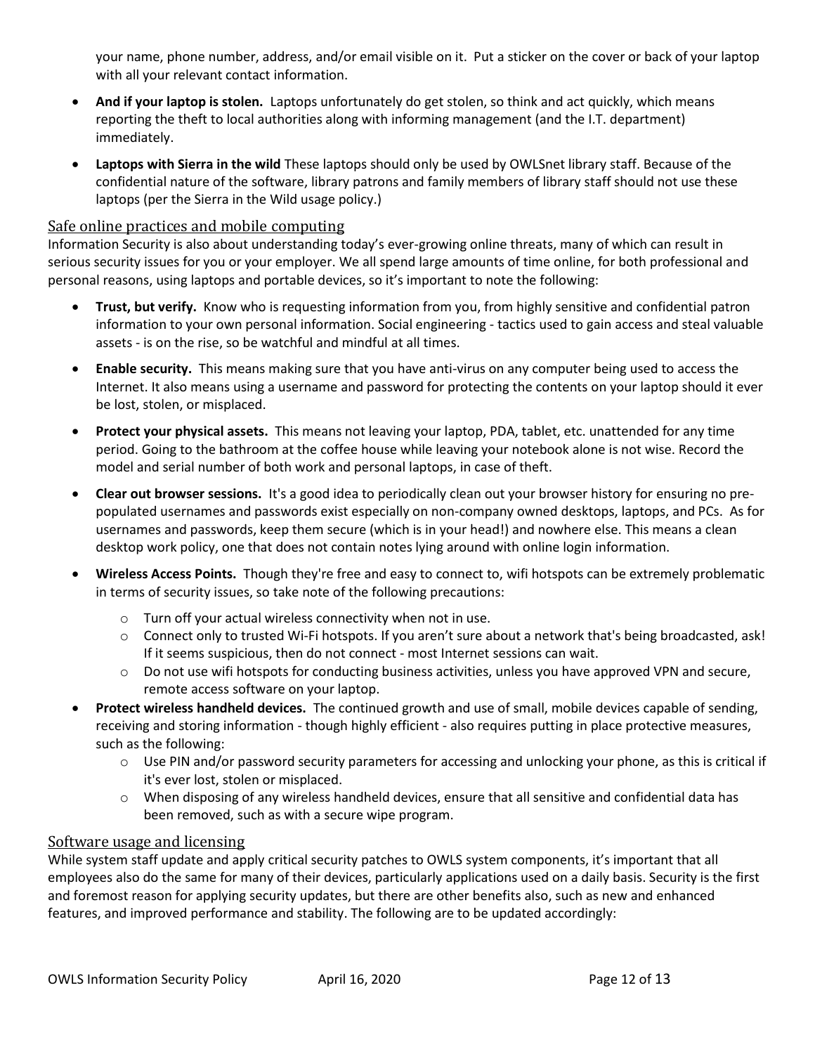your name, phone number, address, and/or email visible on it. Put a sticker on the cover or back of your laptop with all your relevant contact information.

- **And if your laptop is stolen.** Laptops unfortunately do get stolen, so think and act quickly, which means reporting the theft to local authorities along with informing management (and the I.T. department) immediately.
- **Laptops with Sierra in the wild** These laptops should only be used by OWLSnet library staff. Because of the confidential nature of the software, library patrons and family members of library staff should not use these laptops (per the Sierra in the Wild usage policy.)

## Safe online practices and mobile computing

Information Security is also about understanding today's ever-growing online threats, many of which can result in serious security issues for you or your employer. We all spend large amounts of time online, for both professional and personal reasons, using laptops and portable devices, so it's important to note the following:

- **Trust, but verify.** Know who is requesting information from you, from highly sensitive and confidential patron information to your own personal information. Social engineering - tactics used to gain access and steal valuable assets - is on the rise, so be watchful and mindful at all times.
- **Enable security.** This means making sure that you have anti-virus on any computer being used to access the Internet. It also means using a username and password for protecting the contents on your laptop should it ever be lost, stolen, or misplaced.
- **Protect your physical assets.** This means not leaving your laptop, PDA, tablet, etc. unattended for any time period. Going to the bathroom at the coffee house while leaving your notebook alone is not wise. Record the model and serial number of both work and personal laptops, in case of theft.
- **Clear out browser sessions.** It's a good idea to periodically clean out your browser history for ensuring no pre-populated usernames and passwords exist especially on non-company owned desktops, laptops, and PCs. As for usernames and passwords, keep them secure (which is in your head!) and nowhere else. This means a clean desktop work policy, one that does not contain notes lying around with online login information.
- **Wireless Access Points.** Though they're free and easy to connect to, wifi hotspots can be extremely problematic in terms of security issues, so take note of the following precautions:
  - Turn off your actual wireless connectivity when not in use.
  - Connect only to trusted Wi-Fi hotspots. If you aren't sure about a network that's being broadcasted, ask! If it seems suspicious, then do not connect - most Internet sessions can wait.
  - Do not use wifi hotspots for conducting business activities, unless you have approved VPN and secure, remote access software on your laptop.
- **Protect wireless handheld devices.** The continued growth and use of small, mobile devices capable of sending, receiving and storing information - though highly efficient - also requires putting in place protective measures, such as the following:
  - Use PIN and/or password security parameters for accessing and unlocking your phone, as this is critical if it's ever lost, stolen or misplaced.
  - When disposing of any wireless handheld devices, ensure that all sensitive and confidential data has been removed, such as with a secure wipe program.

## Software usage and licensing

While system staff update and apply critical security patches to OWLS system components, it's important that all employees also do the same for many of their devices, particularly applications used on a daily basis. Security is the first and foremost reason for applying security updates, but there are other benefits also, such as new and enhanced features, and improved performance and stability. The following are to be updated accordingly: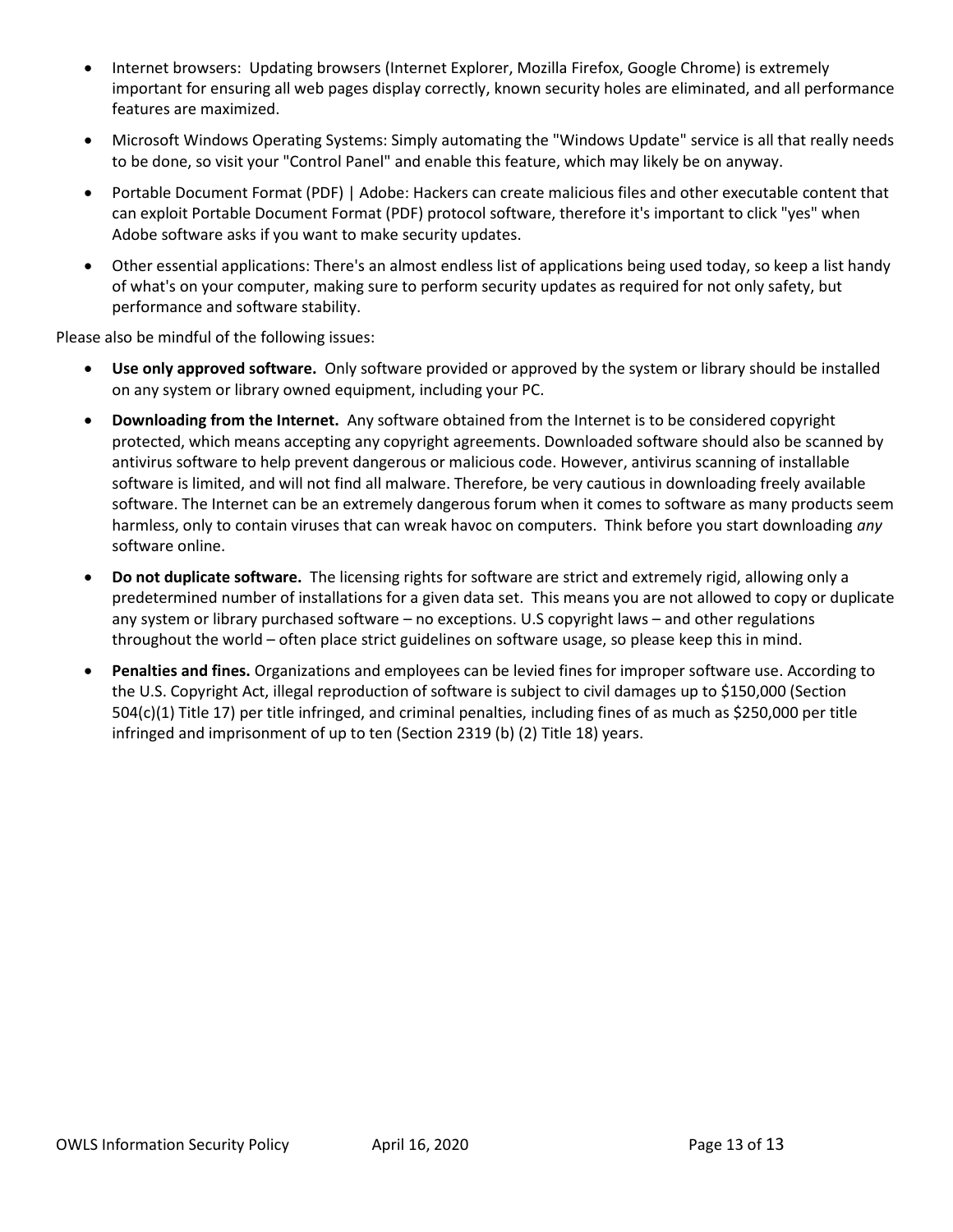- Internet browsers: Updating browsers (Internet Explorer, Mozilla Firefox, Google Chrome) is extremely important for ensuring all web pages display correctly, known security holes are eliminated, and all performance features are maximized.
- Microsoft Windows Operating Systems: Simply automating the "Windows Update" service is all that really needs to be done, so visit your "Control Panel" and enable this feature, which may likely be on anyway.
- Portable Document Format (PDF) | Adobe: Hackers can create malicious files and other executable content that can exploit Portable Document Format (PDF) protocol software, therefore it's important to click "yes" when Adobe software asks if you want to make security updates.
- Other essential applications: There's an almost endless list of applications being used today, so keep a list handy of what's on your computer, making sure to perform security updates as required for not only safety, but performance and software stability.

Please also be mindful of the following issues:

- **Use only approved software.** Only software provided or approved by the system or library should be installed on any system or library owned equipment, including your PC.
- **Downloading from the Internet.** Any software obtained from the Internet is to be considered copyright protected, which means accepting any copyright agreements. Downloaded software should also be scanned by antivirus software to help prevent dangerous or malicious code. However, antivirus scanning of installable software is limited, and will not find all malware. Therefore, be very cautious in downloading freely available software. The Internet can be an extremely dangerous forum when it comes to software as many products seem harmless, only to contain viruses that can wreak havoc on computers. Think before you start downloading *any* software online.
- **Do not duplicate software.** The licensing rights for software are strict and extremely rigid, allowing only a predetermined number of installations for a given data set. This means you are not allowed to copy or duplicate any system or library purchased software – no exceptions. U.S copyright laws – and other regulations throughout the world – often place strict guidelines on software usage, so please keep this in mind.
- **Penalties and fines.** Organizations and employees can be levied fines for improper software use. According to the U.S. Copyright Act, illegal reproduction of software is subject to civil damages up to $150,000 (Section 504(c)(1) Title 17) per title infringed, and criminal penalties, including fines of as much as $250,000 per title infringed and imprisonment of up to ten (Section 2319 (b) (2) Title 18) years.